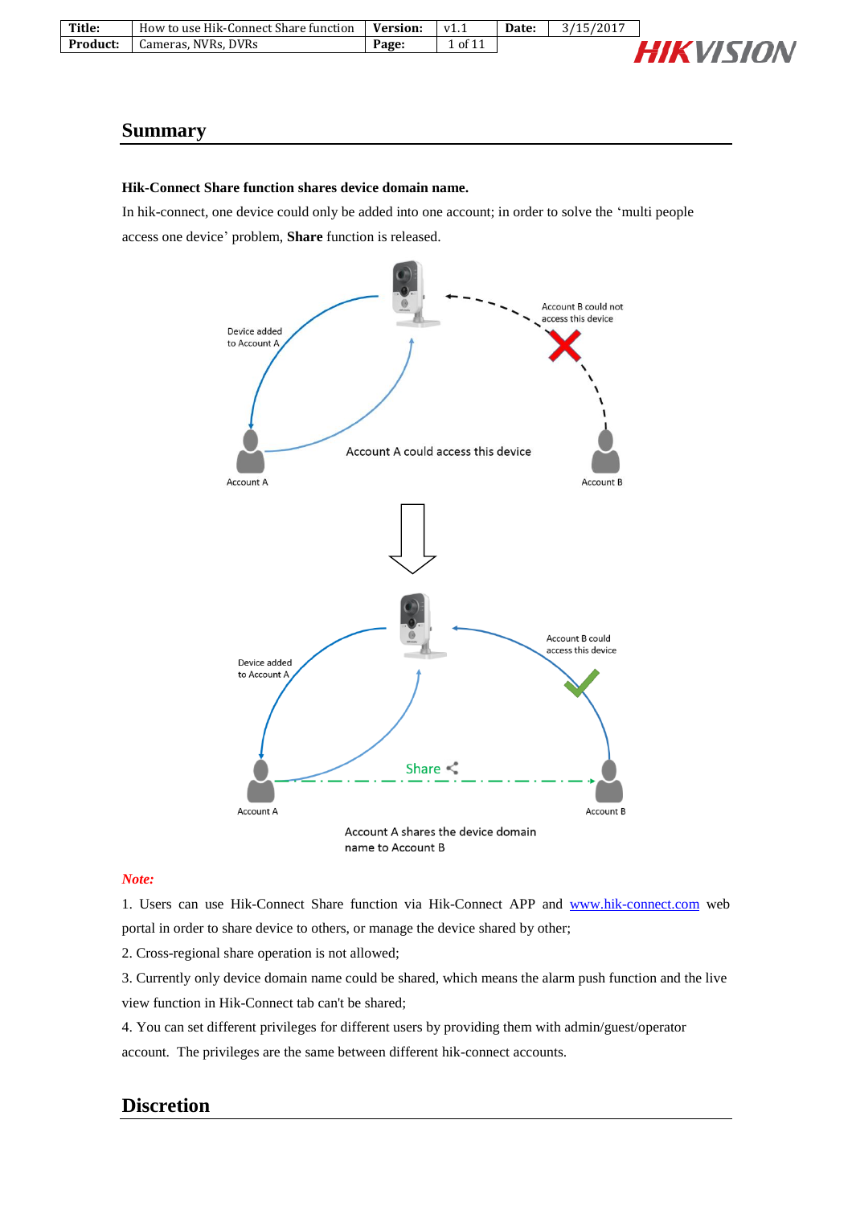## Summary

**Hik-Connect Share function shares device domain name.**

In hik-connect, one device could only be added into one account; in order to solve the 'multi people access one device' problem, **Share** function is released.

***Note:***

1. Users can use Hik-Connect Share function via Hik-Connect APP and www.hik-connect.com web portal in order to share device to others, or manage the device shared by other;
2. Cross-regional share operation is not allowed;
3. Currently only device domain name could be shared, which means the alarm push function and the live view function in Hik-Connect tab can't be shared;
4. You can set different privileges for different users by providing them with admin/guest/operator account. The privileges are the same between different hik-connect accounts.

## Discretion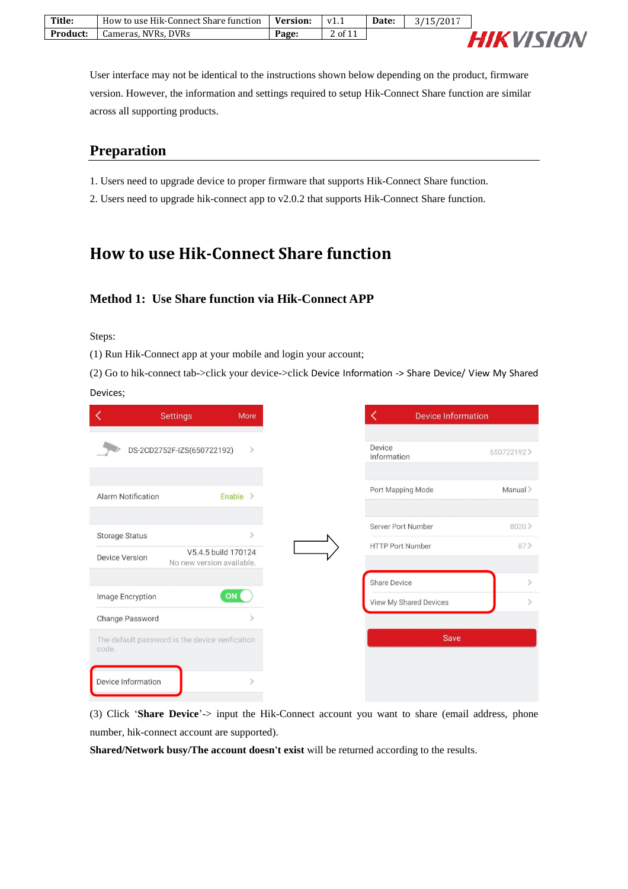User interface may not be identical to the instructions shown below depending on the product, firmware version. However, the information and settings required to setup Hik-Connect Share function are similar across all supporting products.

## Preparation

1. Users need to upgrade device to proper firmware that supports Hik-Connect Share function.
2. Users need to upgrade hik-connect app to v2.0.2 that supports Hik-Connect Share function.

# How to use Hik-Connect Share function

### Method 1: Use Share function via Hik-Connect APP

Steps:

(1) Run Hik-Connect app at your mobile and login your account;

(2) Go to hik-connect tab->click your device->click Device Information -> Share Device/ View My Shared Devices;

(3) Click '**Share Device**'-> input the Hik-Connect account you want to share (email address, phone number, hik-connect account are supported).

**Shared/Network busy/The account doesn't exist** will be returned according to the results.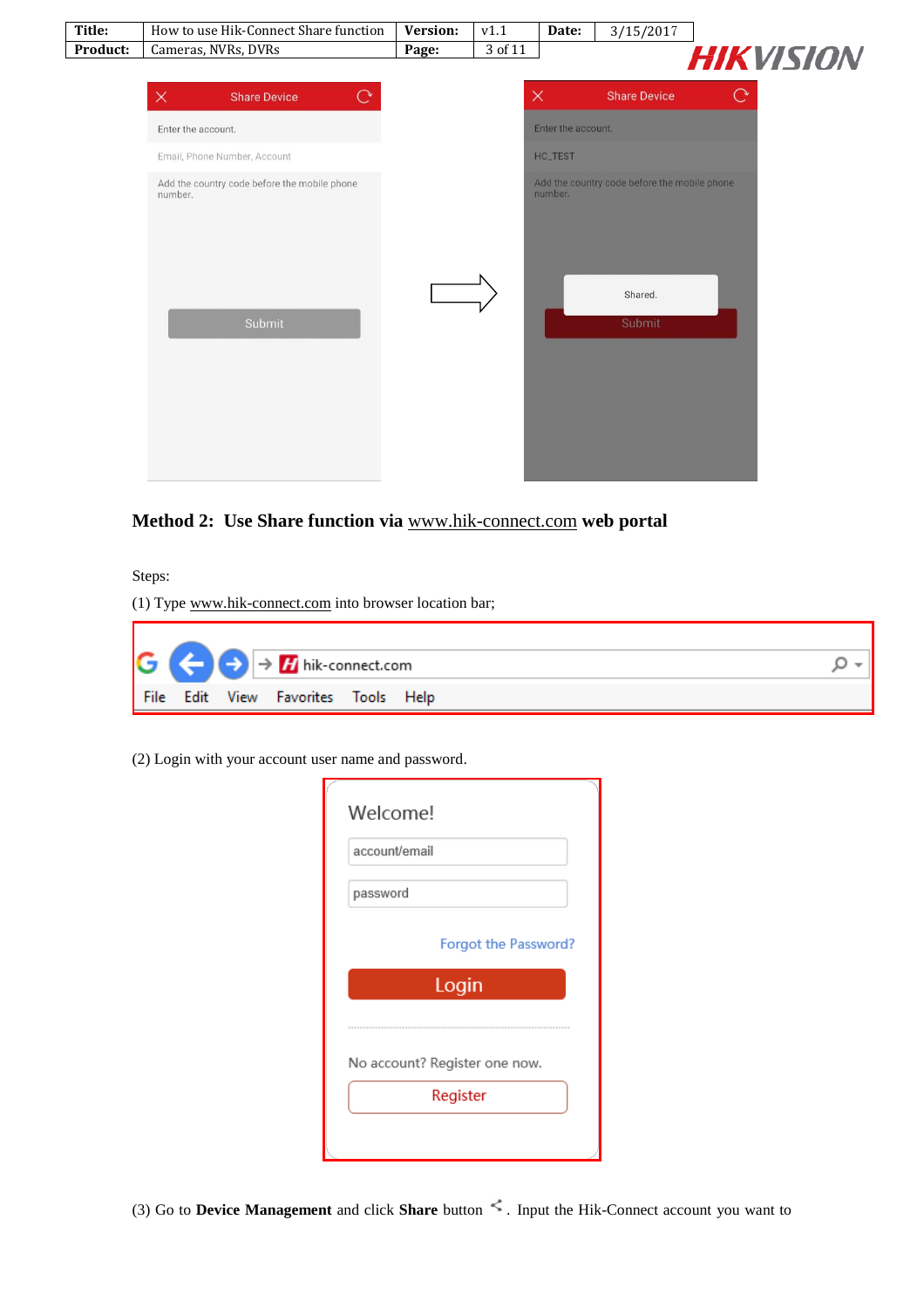## Method 2: Use Share function via www.hik-connect.com web portal

Steps:

(1) Type www.hik-connect.com into browser location bar;

(2) Login with your account user name and password.

(3) Go to **Device Management** and click **Share** button. Input the Hik-Connect account you want to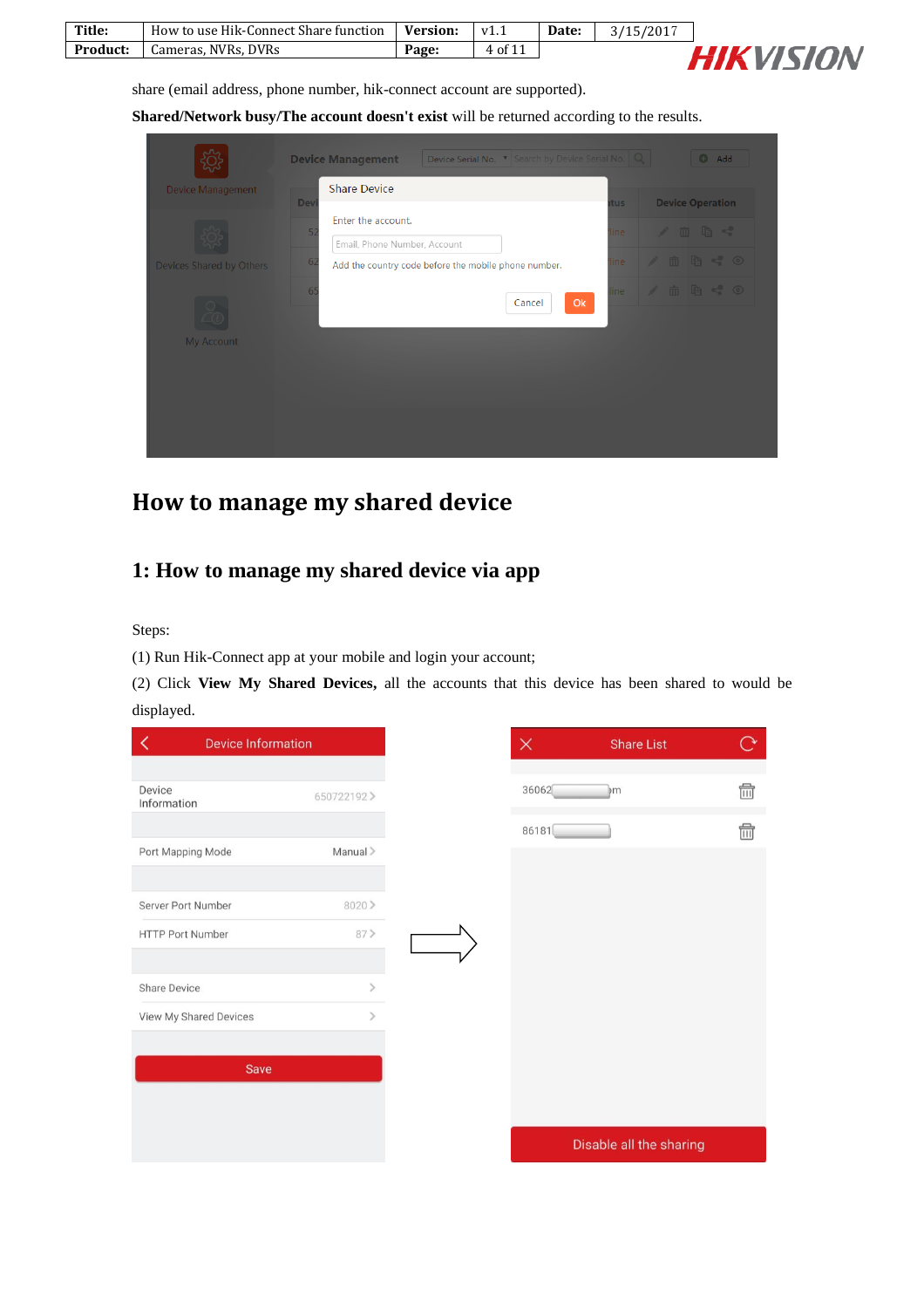share (email address, phone number, hik-connect account are supported).

**Shared/Network busy/The account doesn't exist** will be returned according to the results.

# How to manage my shared device

## 1: How to manage my shared device via app

Steps:

(1) Run Hik-Connect app at your mobile and login your account;

(2) Click **View My Shared Devices,** all the accounts that this device has been shared to would be displayed.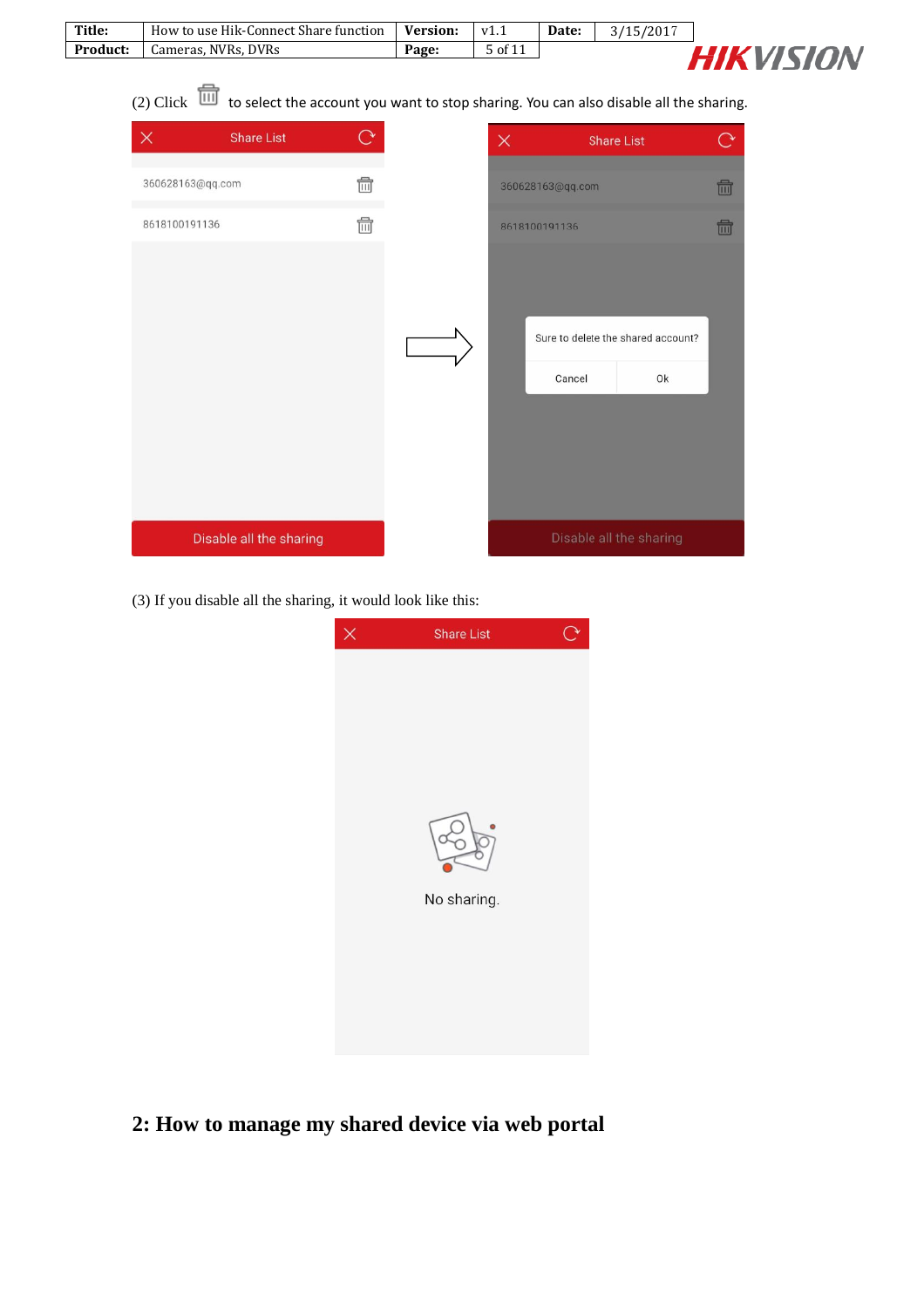(2) Click to select the account you want to stop sharing. You can also disable all the sharing.

(3) If you disable all the sharing, it would look like this:

## 2: How to manage my shared device via web portal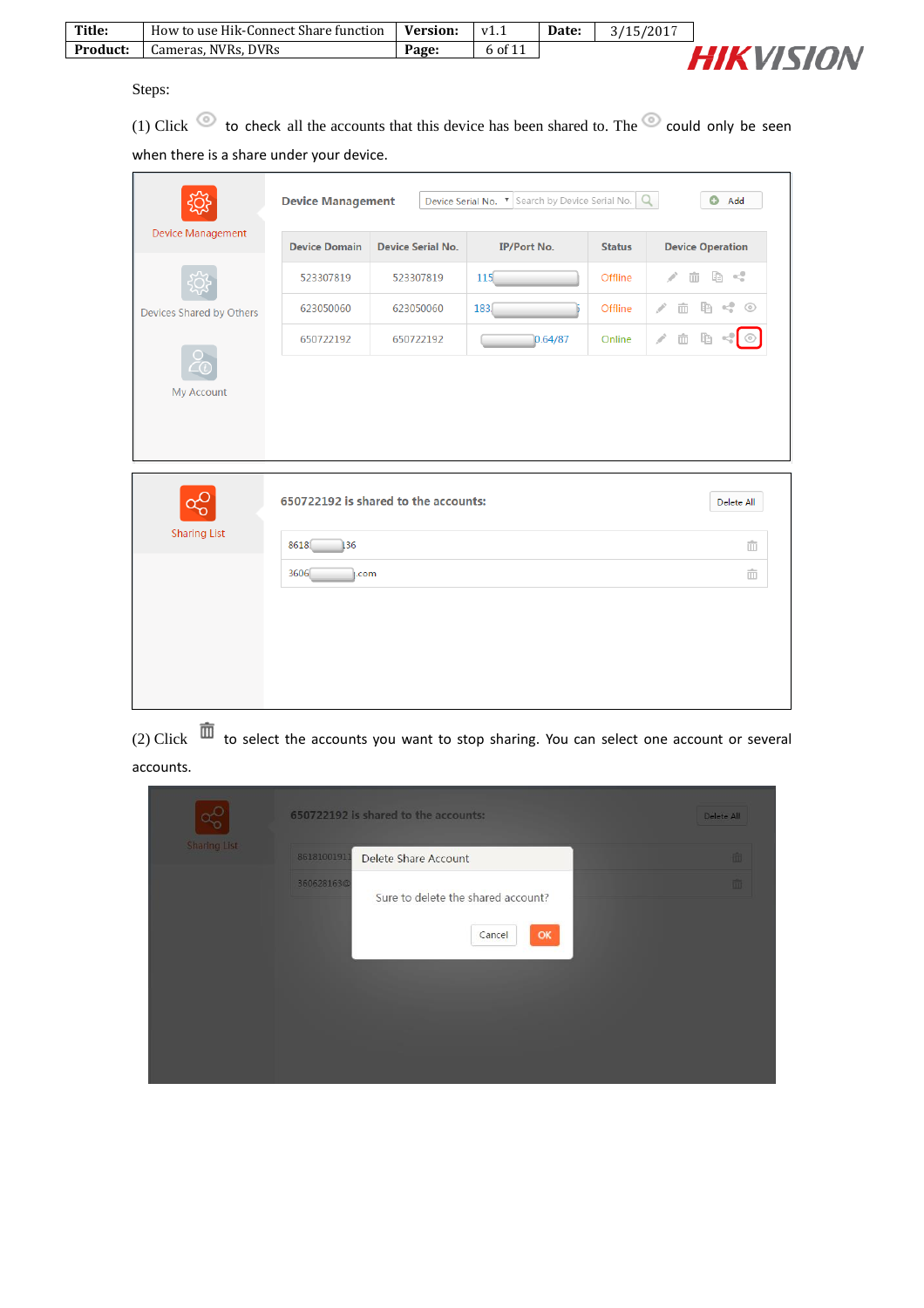Steps:

(1) Click to check all the accounts that this device has been shared to. The could only be seen when there is a share under your device.

(2) Click to select the accounts you want to stop sharing. You can select one account or several accounts.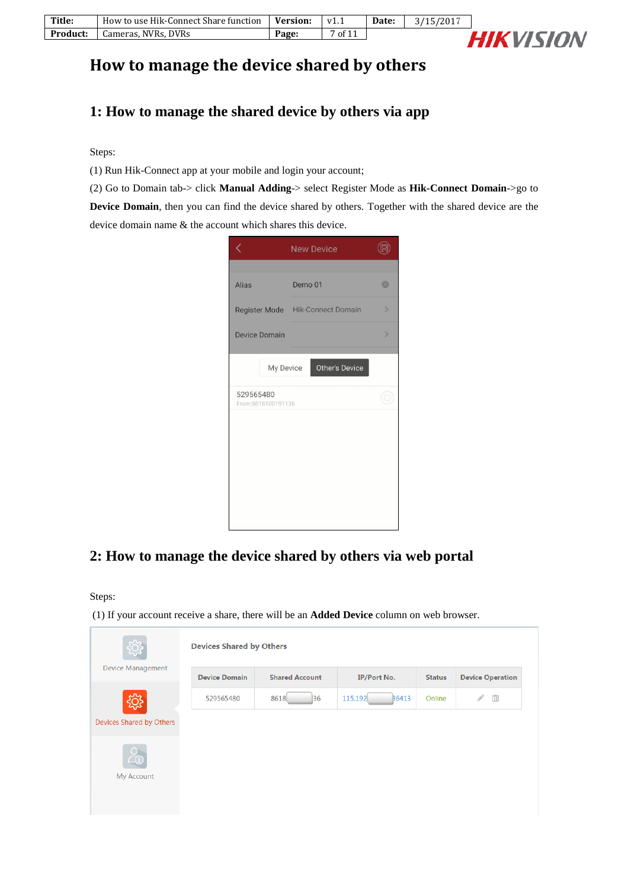# How to manage the device shared by others

## 1: How to manage the shared device by others via app

Steps:

(1) Run Hik-Connect app at your mobile and login your account;

(2) Go to Domain tab-> click **Manual Adding**-> select Register Mode as **Hik-Connect Domain**->go to **Device Domain**, then you can find the device shared by others. Together with the shared device are the device domain name & the account which shares this device.

## 2: How to manage the device shared by others via web portal

Steps:

(1) If your account receive a share, there will be an **Added Device** column on web browser.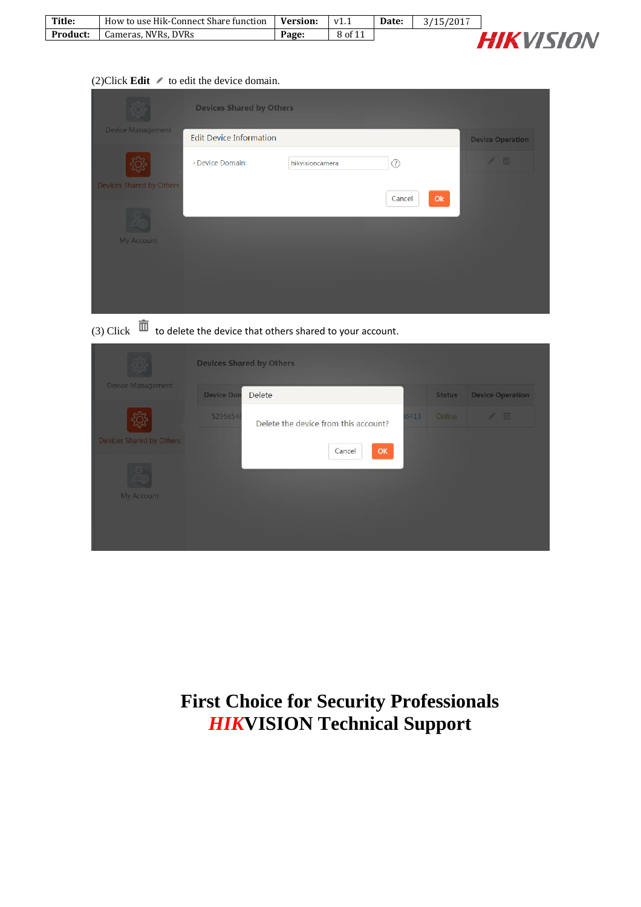(2)Click **Edit** ✎ to edit the device domain.

(3) Click 🗑 to delete the device that others shared to your account.

**First Choice for Security Professionals**
***HIK*VISION Technical Support**